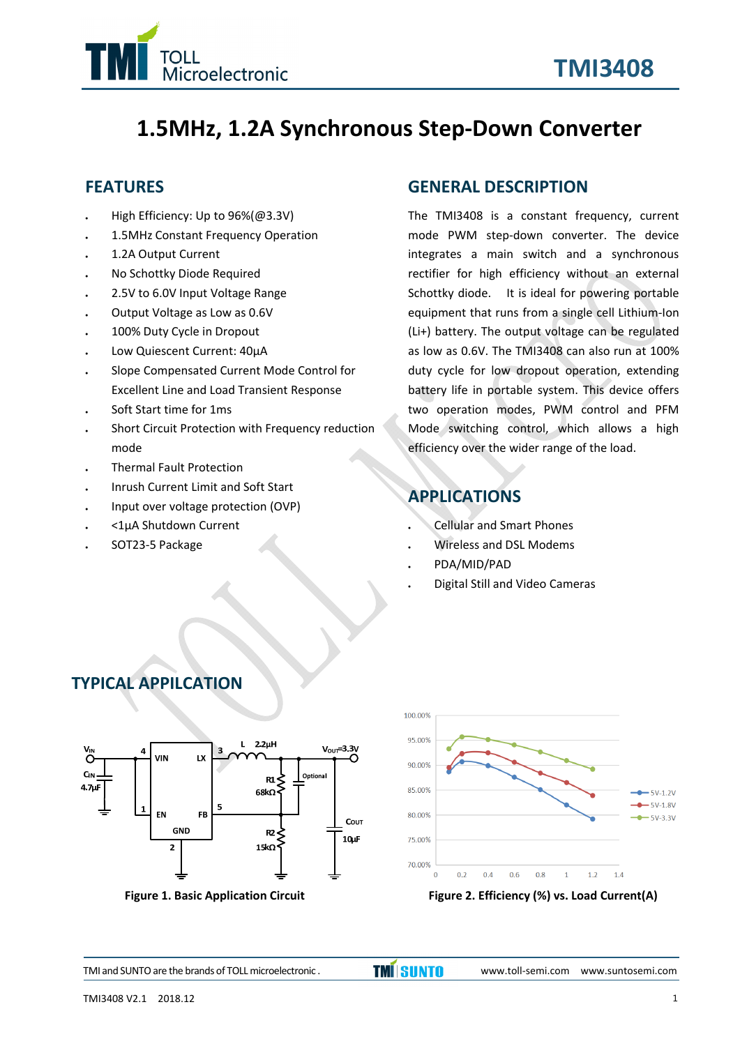# TMI3408

## 1.5MHz, 1.2A Synchronous Step-Down Converter

## FEATURES

- High Efficiency: Up to 96%(@3.3V)
- 1.5MHz Constant Frequency Operation
- 1.2A Output Current
- No Schottky Diode Required
- 2.5V to 6.0V Input Voltage Range
- Output Voltage as Low as 0.6V
- 100% Duty Cycle in Dropout
- Low Quiescent Current: 40µA
- Slope Compensated Current Mode Control for Excellent Line and Load Transient Response
- Soft Start time for 1ms
- Short Circuit Protection with Frequency reduction mode
- Thermal Fault Protection
- Inrush Current Limit and Soft Start
- Input over voltage protection (OVP)
- <1µA Shutdown Current
- SOT23-5 Package

## GENERAL DESCRIPTION

The TMI3408 is a constant frequency, current mode PWM step-down converter. The device integrates a main switch and a synchronous rectifier for high efficiency without an external Schottky diode. It is ideal for powering portable equipment that runs from a single cell Lithium-Ion (Li+) battery. The output voltage can be regulated as low as 0.6V. The TMI3408 can also run at 100% duty cycle for low dropout operation, extending battery life in portable system. This device offers two operation modes, PWM control and PFM Mode switching control, which allows a high efficiency over the wider range of the load.

## APPLICATIONS

- Cellular and Smart Phones
- Wireless and DSL Modems
- PDA/MID/PAD
- Digital Still and Video Cameras

## TYPICAL APPILCATION

Figure 1. Basic Application Circuit

Figure 2. Efficiency (%) vs. Load Current(A)

TMI and SUNTO are the brands of TOLL microelectronic . www.toll-semi.com www.suntosemi.com

TMI3408 V2.1 2018.12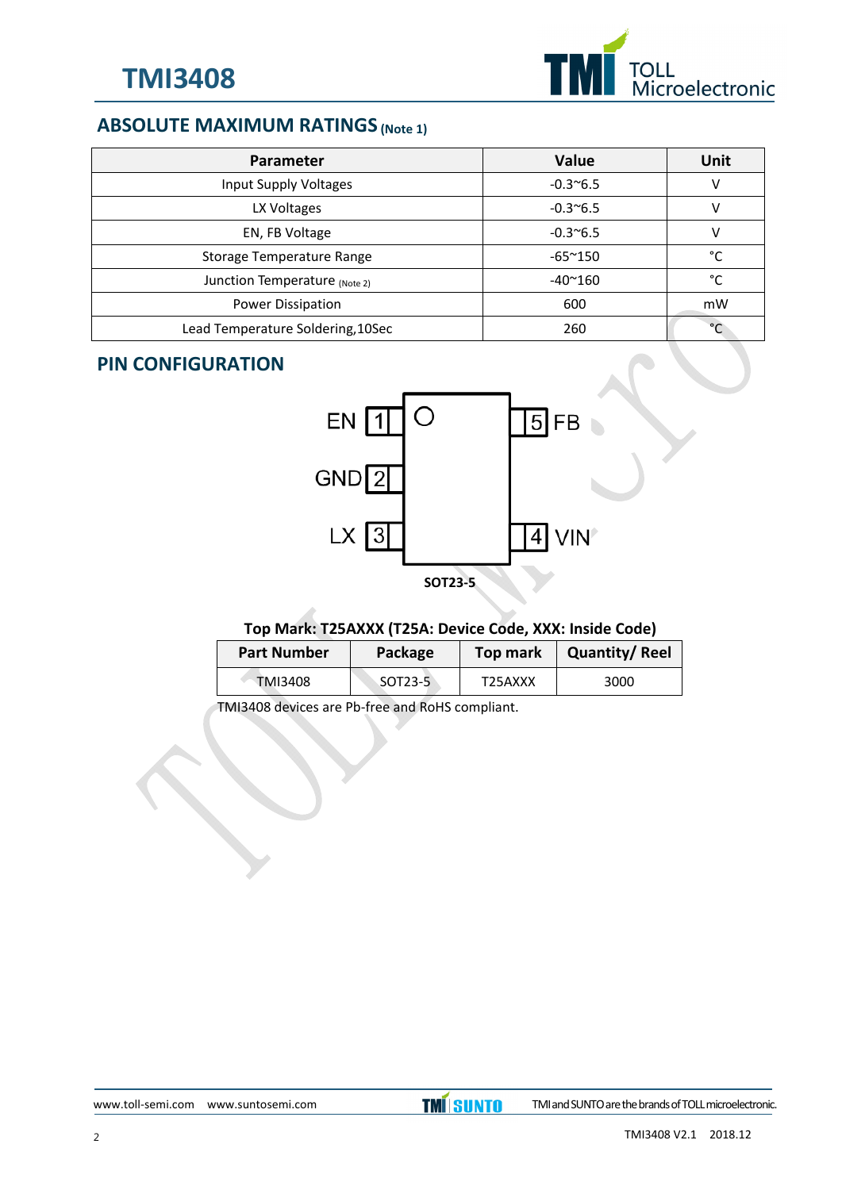## ABSOLUTE MAXIMUM RATINGS (Note 1)

| Parameter | Value | Unit |
|---|---|---|
| Input Supply Voltages | -0.3~6.5 | V |
| LX Voltages | -0.3~6.5 | V |
| EN, FB Voltage | -0.3~6.5 | V |
| Storage Temperature Range | -65~150 | °C |
| Junction Temperature (Note 2) | -40~160 | °C |
| Power Dissipation | 600 | mW |
| Lead Temperature Soldering,10Sec | 260 | °C |

## PIN CONFIGURATION

EN 1, GND 2, LX 3, VIN 4, FB 5

SOT23-5

**Top Mark: T25AXXX (T25A: Device Code, XXX: Inside Code)**

| Part Number | Package | Top mark | Quantity/ Reel |
|---|---|---|---|
| TMI3408 | SOT23-5 | T25AXXX | 3000 |

TMI3408 devices are Pb-free and RoHS compliant.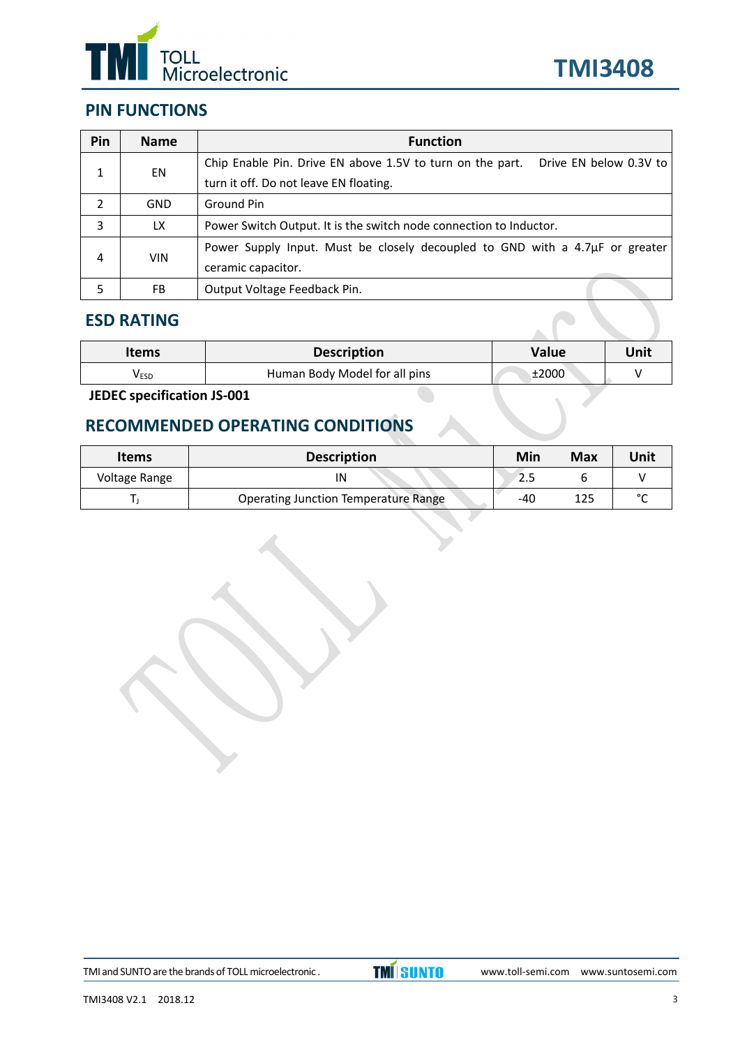## PIN FUNCTIONS

| Pin | Name | Function |
|---|---|---|
| 1 | EN | Chip Enable Pin. Drive EN above 1.5V to turn on the part. Drive EN below 0.3V to turn it off. Do not leave EN floating. |
| 2 | GND | Ground Pin |
| 3 | LX | Power Switch Output. It is the switch node connection to Inductor. |
| 4 | VIN | Power Supply Input. Must be closely decoupled to GND with a 4.7μF or greater ceramic capacitor. |
| 5 | FB | Output Voltage Feedback Pin. |

## ESD RATING

| Items | Description | Value | Unit |
|---|---|---|---|
| $V_{ESD}$ | Human Body Model for all pins | ±2000 | V |

**JEDEC specification JS-001**

## RECOMMENDED OPERATING CONDITIONS

| Items | Description | Min | Max | Unit |
|---|---|---|---|---|
| Voltage Range | IN | 2.5 | 6 | V |
| $T_J$ | Operating Junction Temperature Range | -40 | 125 | °C |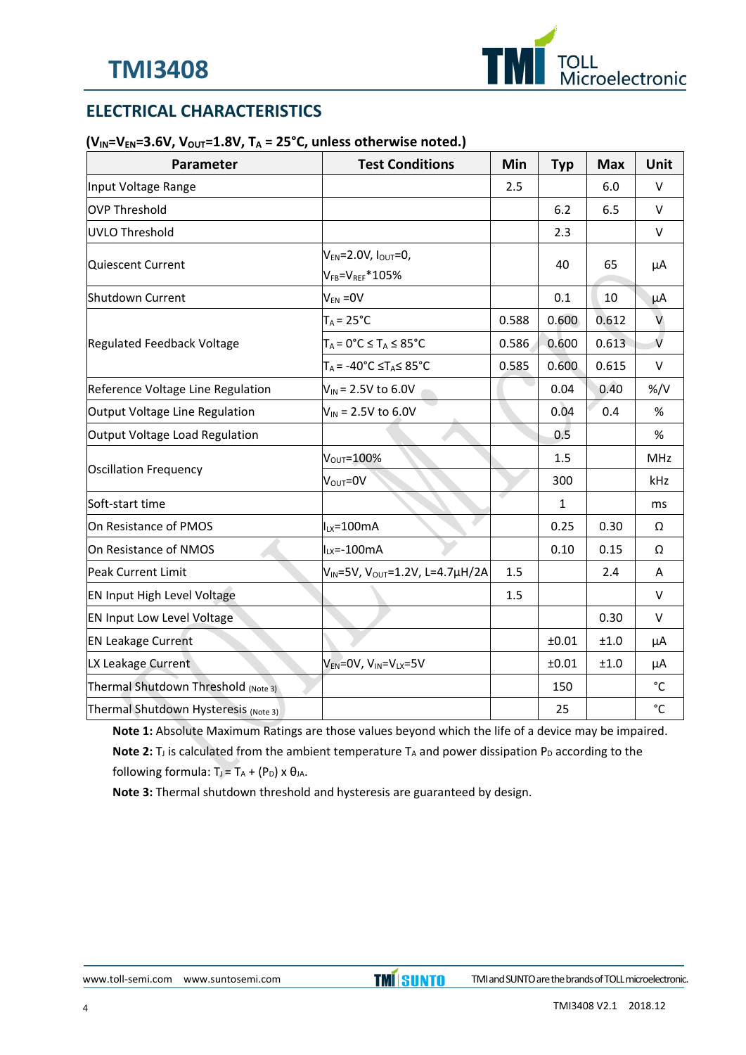## ELECTRICAL CHARACTERISTICS

**($V_{IN}$=$V_{EN}$=3.6V, $V_{OUT}$=1.8V, $T_A$ = 25°C, unless otherwise noted.)**

| Parameter | Test Conditions | Min | Typ | Max | Unit |
|---|---|---|---|---|---|
| Input Voltage Range | | 2.5 | | 6.0 | V |
| OVP Threshold | | | 6.2 | 6.5 | V |
| UVLO Threshold | | | 2.3 | | V |
| Quiescent Current | $V_{EN}$=2.0V, $I_{OUT}$=0, $V_{FB}$=$V_{REF}$*105% | | 40 | 65 | μA |
| Shutdown Current | $V_{EN}$ =0V | | 0.1 | 10 | μA |
| Regulated Feedback Voltage | $T_A$ = 25°C | 0.588 | 0.600 | 0.612 | V |
| | $T_A$ = 0°C ≤ $T_A$ ≤ 85°C | 0.586 | 0.600 | 0.613 | V |
| | $T_A$ = -40°C ≤$T_A$≤ 85°C | 0.585 | 0.600 | 0.615 | V |
| Reference Voltage Line Regulation | $V_{IN}$ = 2.5V to 6.0V | | 0.04 | 0.40 | %/V |
| Output Voltage Line Regulation | $V_{IN}$ = 2.5V to 6.0V | | 0.04 | 0.4 | % |
| Output Voltage Load Regulation | | | 0.5 | | % |
| Oscillation Frequency | $V_{OUT}$=100% | | 1.5 | | MHz |
| | $V_{OUT}$=0V | | 300 | | kHz |
| Soft-start time | | | 1 | | ms |
| On Resistance of PMOS | $I_{LX}$=100mA | | 0.25 | 0.30 | Ω |
| On Resistance of NMOS | $I_{LX}$=-100mA | | 0.10 | 0.15 | Ω |
| Peak Current Limit | $V_{IN}$=5V, $V_{OUT}$=1.2V, L=4.7μH/2A | 1.5 | | 2.4 | A |
| EN Input High Level Voltage | | 1.5 | | | V |
| EN Input Low Level Voltage | | | | 0.30 | V |
| EN Leakage Current | | | ±0.01 | ±1.0 | μA |
| LX Leakage Current | $V_{EN}$=0V, $V_{IN}$=$V_{LX}$=5V | | ±0.01 | ±1.0 | μA |
| Thermal Shutdown Threshold (Note 3) | | | 150 | | °C |
| Thermal Shutdown Hysteresis (Note 3) | | | 25 | | °C |

**Note 1:** Absolute Maximum Ratings are those values beyond which the life of a device may be impaired.

**Note 2:** $T_J$ is calculated from the ambient temperature $T_A$ and power dissipation $P_D$ according to the following formula: $T_J = T_A + (P_D) \times \theta_{JA}$.

**Note 3:** Thermal shutdown threshold and hysteresis are guaranteed by design.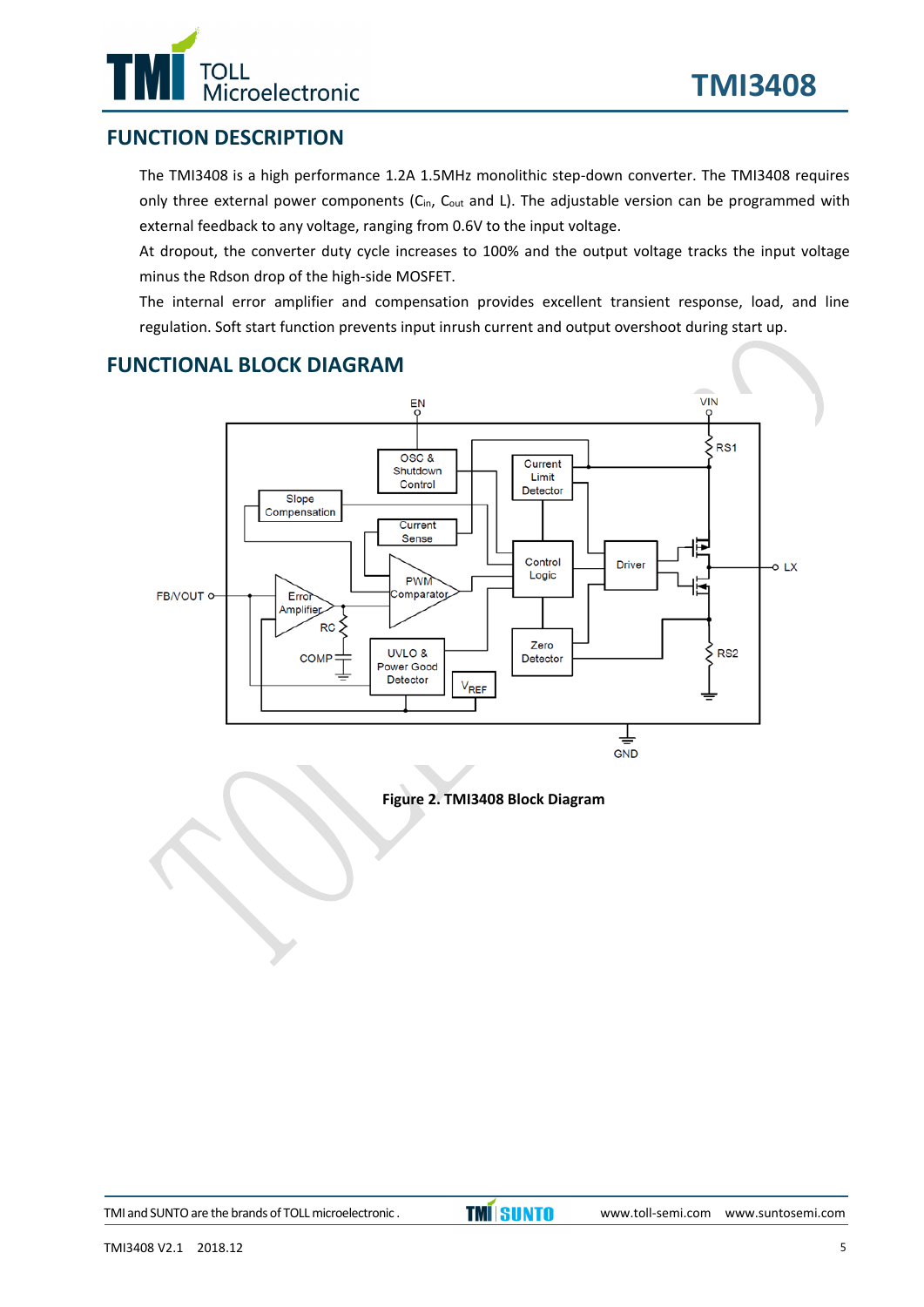## FUNCTION DESCRIPTION

The TMI3408 is a high performance 1.2A 1.5MHz monolithic step-down converter. The TMI3408 requires only three external power components ($C_{in}$, $C_{out}$ and L). The adjustable version can be programmed with external feedback to any voltage, ranging from 0.6V to the input voltage.

At dropout, the converter duty cycle increases to 100% and the output voltage tracks the input voltage minus the Rdson drop of the high-side MOSFET.

The internal error amplifier and compensation provides excellent transient response, load, and line regulation. Soft start function prevents input inrush current and output overshoot during start up.

## FUNCTIONAL BLOCK DIAGRAM

**Figure 2. TMI3408 Block Diagram**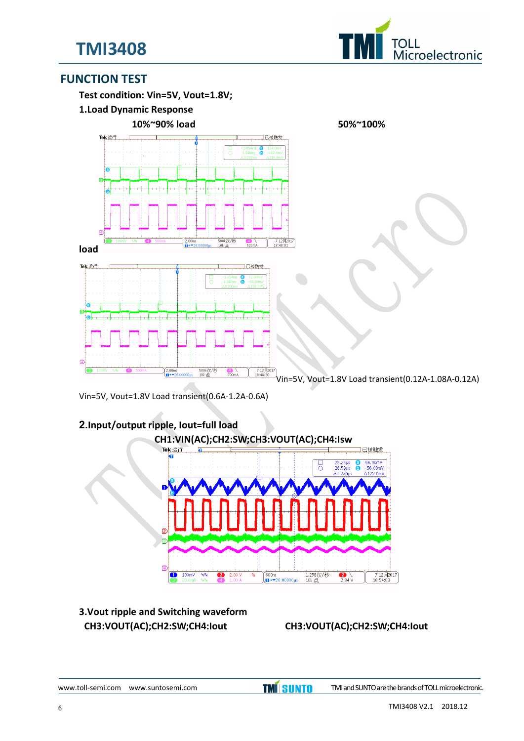## FUNCTION TEST

**Test condition: Vin=5V, Vout=1.8V;**

**1.Load Dynamic Response**

**10%~90% load** **50%~100%**

**load**

Vin=5V, Vout=1.8V Load transient(0.12A-1.08A-0.12A)

Vin=5V, Vout=1.8V Load transient(0.6A-1.2A-0.6A)

**2.Input/output ripple, Iout=full load**

**CH1:VIN(AC);CH2:SW;CH3:VOUT(AC);CH4:Isw**

**3.Vout ripple and Switching waveform**

**CH3:VOUT(AC);CH2:SW;CH4:Iout** **CH3:VOUT(AC);CH2:SW;CH4:Iout**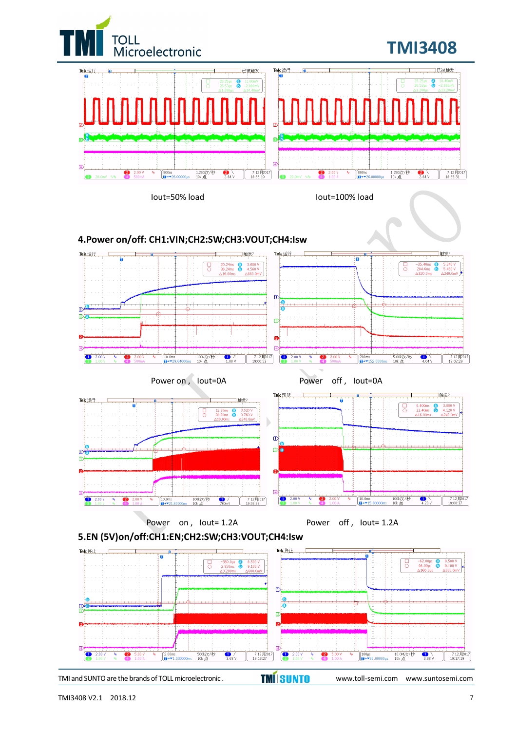Iout=50% load

Iout=100% load

## 4.Power on/off: CH1:VIN;CH2:SW;CH3:VOUT;CH4:Isw

Power on， Iout=0A

Power off， Iout=0A

Power on， Iout= 1.2A

Power off， Iout= 1.2A

## 5.EN (5V)on/off:CH1:EN;CH2:SW;CH3:VOUT;CH4:Isw

TMI and SUNTO are the brands of TOLL microelectronic .

www.toll-semi.com www.suntosemi.com

TMI3408 V2.1 2018.12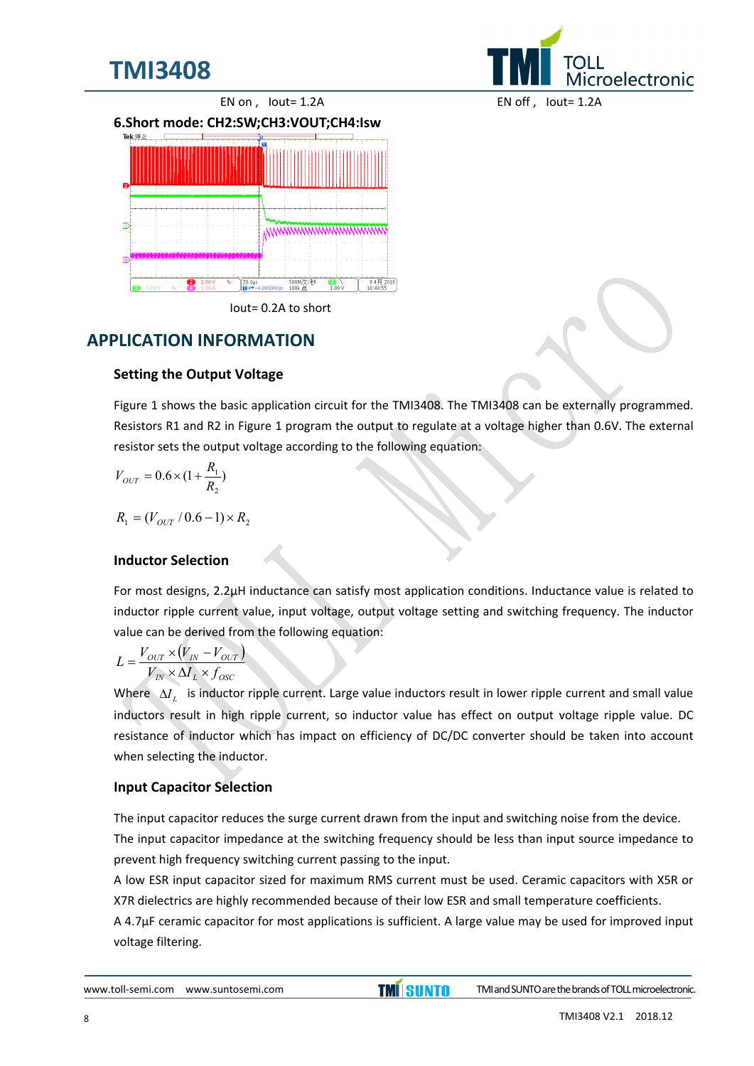EN on ,   Iout= 1.2A                                                                EN off ,   Iout= 1.2A

**6.Short mode: CH2:SW;CH3:VOUT;CH4:Isw**

Iout= 0.2A to short

## APPLICATION INFORMATION

### Setting the Output Voltage

Figure 1 shows the basic application circuit for the TMI3408. The TMI3408 can be externally programmed. Resistors R1 and R2 in Figure 1 program the output to regulate at a voltage higher than 0.6V. The external resistor sets the output voltage according to the following equation:

$$V_{OUT} = 0.6 \times (1 + \frac{R_1}{R_2})$$

$$R_1 = (V_{OUT} / 0.6 - 1) \times R_2$$

### Inductor Selection

For most designs, 2.2μH inductance can satisfy most application conditions. Inductance value is related to inductor ripple current value, input voltage, output voltage setting and switching frequency. The inductor value can be derived from the following equation:

$$L = \frac{V_{OUT} \times (V_{IN} - V_{OUT})}{V_{IN} \times \Delta I_L \times f_{OSC}}$$

Where $\Delta I_L$ is inductor ripple current. Large value inductors result in lower ripple current and small value inductors result in high ripple current, so inductor value has effect on output voltage ripple value. DC resistance of inductor which has impact on efficiency of DC/DC converter should be taken into account when selecting the inductor.

### Input Capacitor Selection

The input capacitor reduces the surge current drawn from the input and switching noise from the device. The input capacitor impedance at the switching frequency should be less than input source impedance to prevent high frequency switching current passing to the input.

A low ESR input capacitor sized for maximum RMS current must be used. Ceramic capacitors with X5R or X7R dielectrics are highly recommended because of their low ESR and small temperature coefficients.

A 4.7μF ceramic capacitor for most applications is sufficient. A large value may be used for improved input voltage filtering.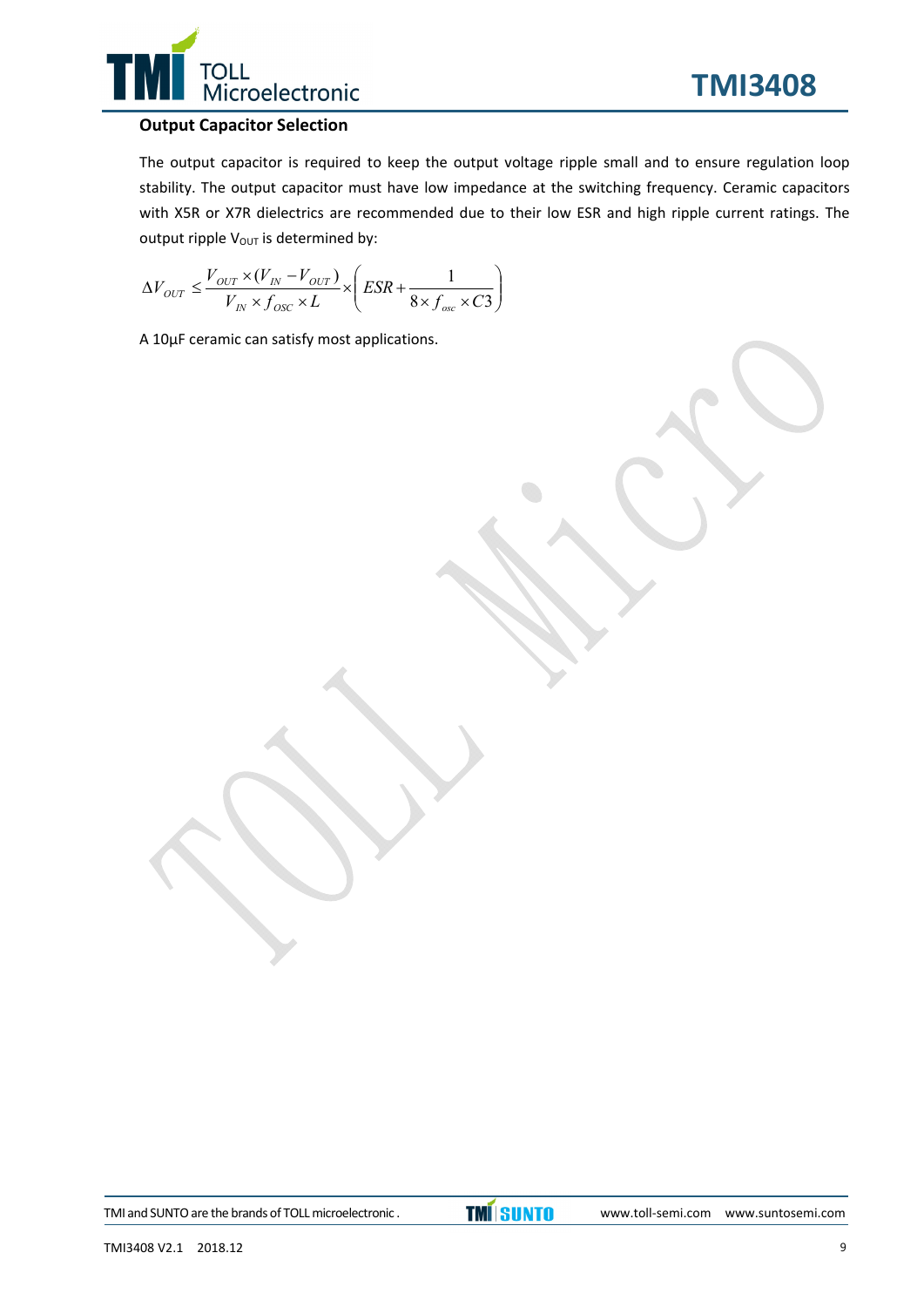### Output Capacitor Selection

The output capacitor is required to keep the output voltage ripple small and to ensure regulation loop stability. The output capacitor must have low impedance at the switching frequency. Ceramic capacitors with X5R or X7R dielectrics are recommended due to their low ESR and high ripple current ratings. The output ripple $V_{OUT}$ is determined by:

$$\Delta V_{OUT} \leq \frac{V_{OUT} \times (V_{IN} - V_{OUT})}{V_{IN} \times f_{OSC} \times L} \times \left( ESR + \frac{1}{8 \times f_{osc} \times C3} \right)$$

A 10μF ceramic can satisfy most applications.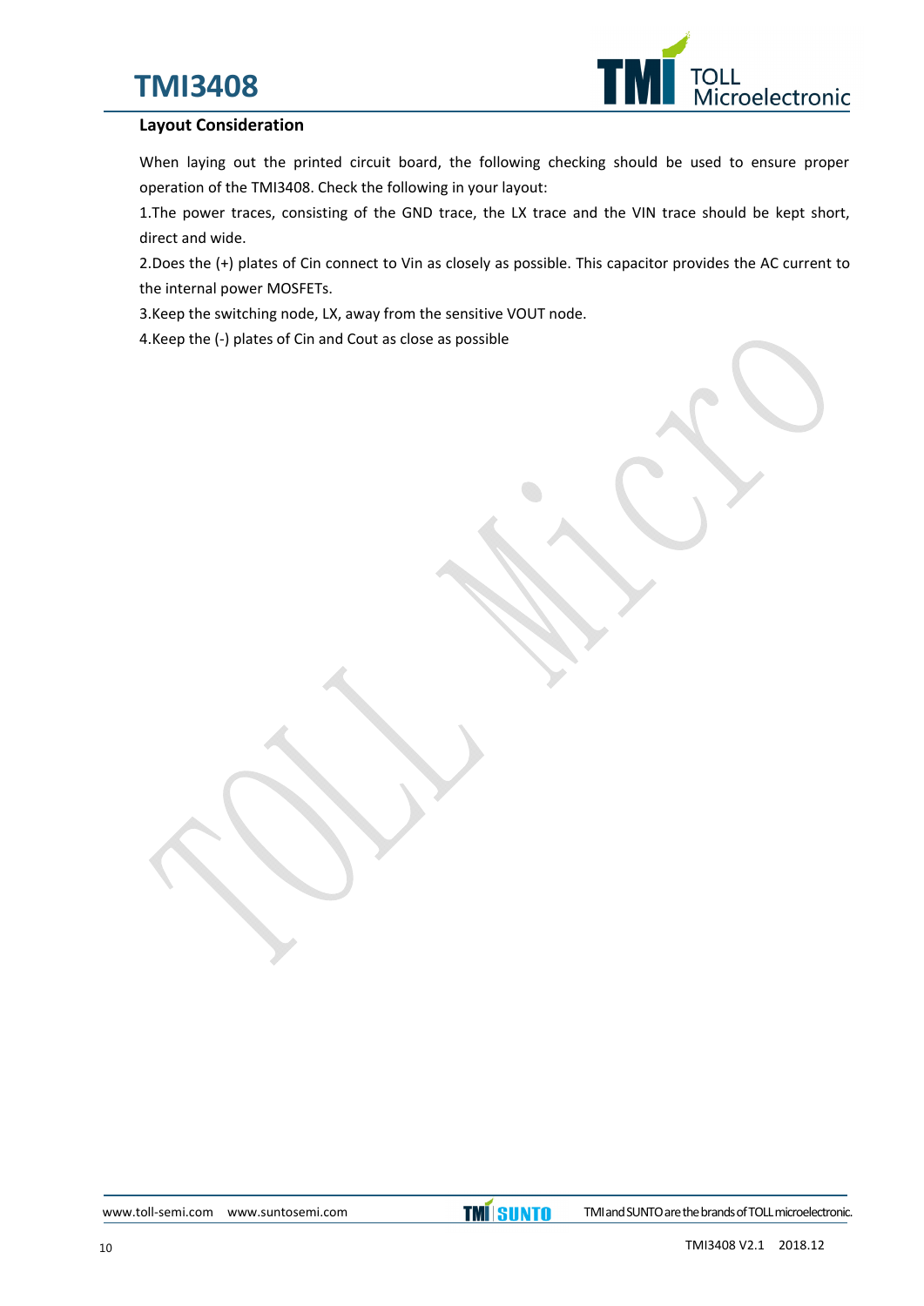## Layout Consideration

When laying out the printed circuit board, the following checking should be used to ensure proper operation of the TMI3408. Check the following in your layout:

1.The power traces, consisting of the GND trace, the LX trace and the VIN trace should be kept short, direct and wide.

2.Does the (+) plates of Cin connect to Vin as closely as possible. This capacitor provides the AC current to the internal power MOSFETs.

3.Keep the switching node, LX, away from the sensitive VOUT node.

4.Keep the (-) plates of Cin and Cout as close as possible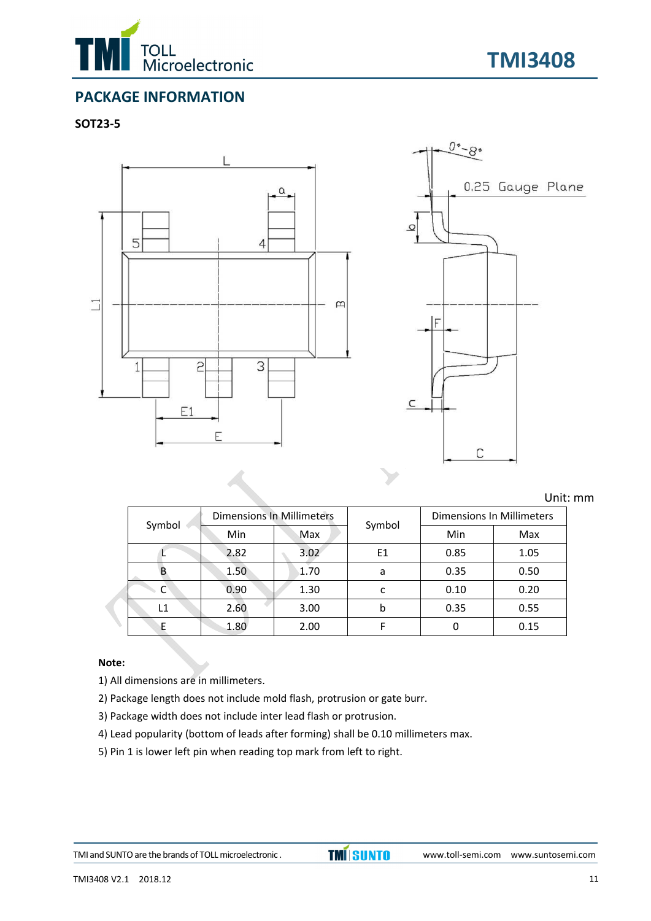## PACKAGE INFORMATION

### SOT23-5

Unit: mm

| Symbol | Dimensions In Millimeters | | Symbol | Dimensions In Millimeters | |
|---|---|---|---|---|---|
| | Min | Max | | Min | Max |
| L | 2.82 | 3.02 | E1 | 0.85 | 1.05 |
| B | 1.50 | 1.70 | a | 0.35 | 0.50 |
| C | 0.90 | 1.30 | c | 0.10 | 0.20 |
| L1 | 2.60 | 3.00 | b | 0.35 | 0.55 |
| E | 1.80 | 2.00 | F | 0 | 0.15 |

**Note:**

1) All dimensions are in millimeters.
2) Package length does not include mold flash, protrusion or gate burr.
3) Package width does not include inter lead flash or protrusion.
4) Lead popularity (bottom of leads after forming) shall be 0.10 millimeters max.
5) Pin 1 is lower left pin when reading top mark from left to right.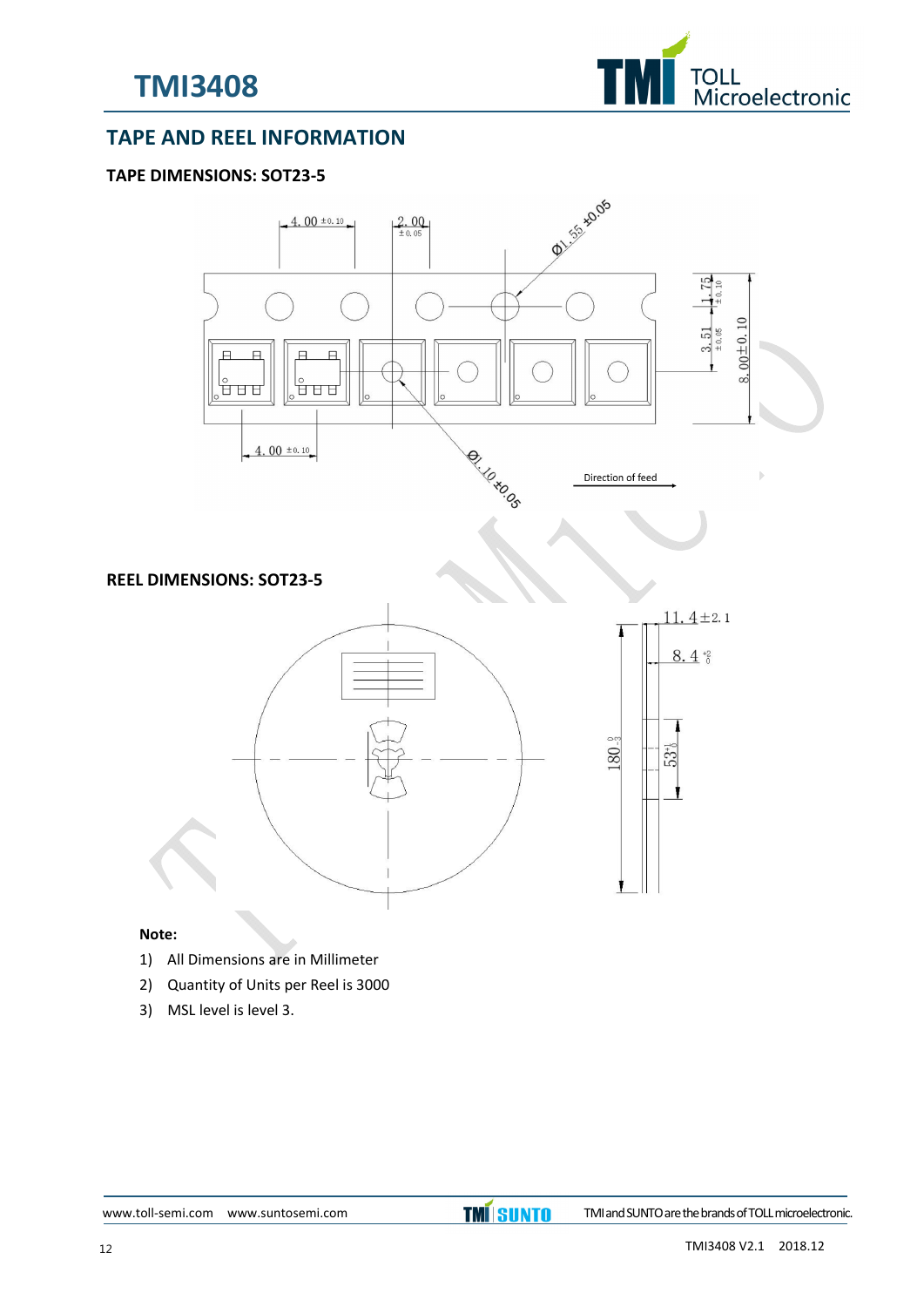## TAPE AND REEL INFORMATION

### TAPE DIMENSIONS: SOT23-5

4.00 ±0.10

2.00 ±0.05

Ø1.55 ±0.05

1.75 ±0.10

3.51 ±0.05

8.00±0.10

4.00 ±0.10

Ø1.10 ±0.05

Direction of feed

### REEL DIMENSIONS: SOT23-5

11.4±2.1

8.4 $^{+2}_{0}$

180 $^{0}_{-3}$

53 $^{+1}_{0}$

**Note:**

1) All Dimensions are in Millimeter
2) Quantity of Units per Reel is 3000
3) MSL level is level 3.